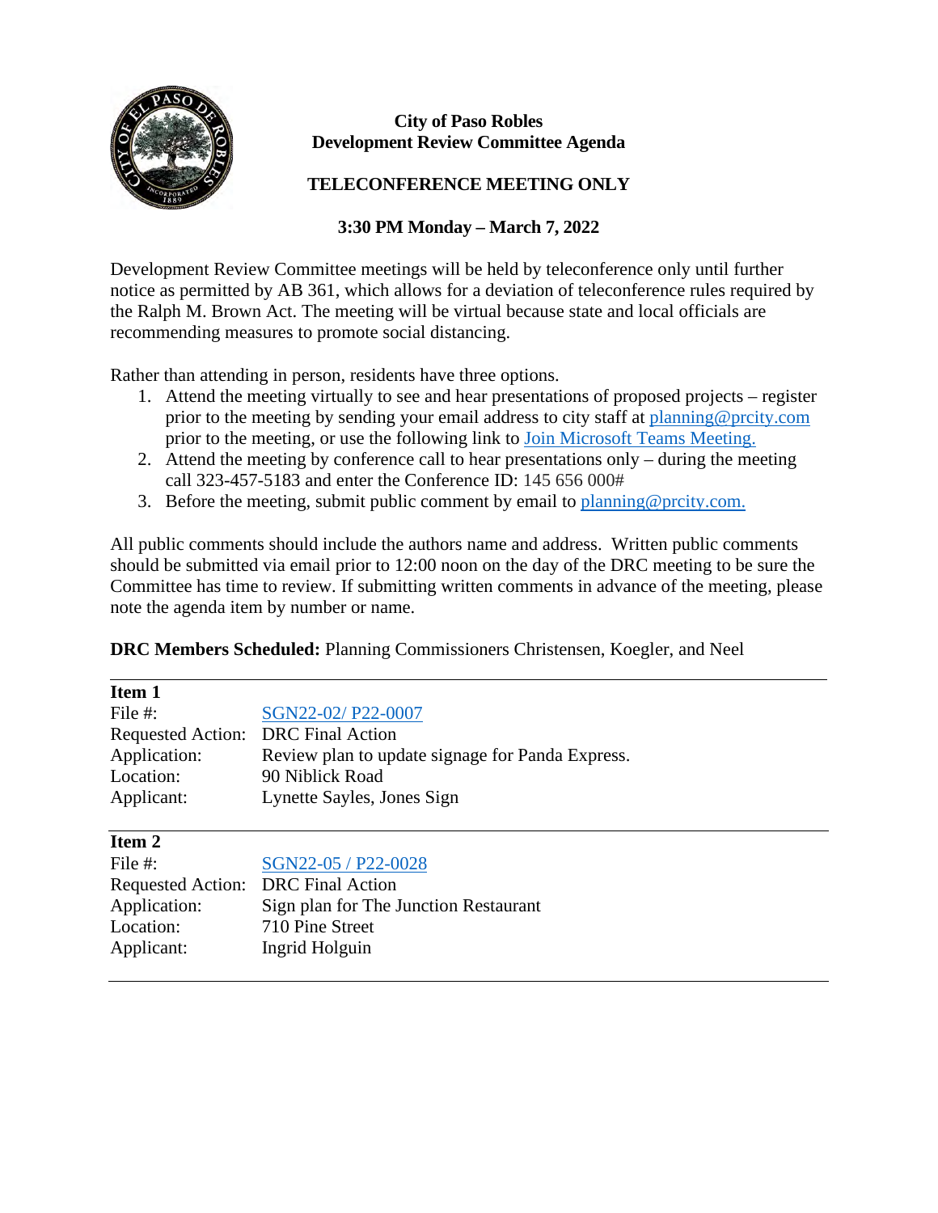**City of Paso Robles**
**Development Review Committee Agenda**

**TELECONFERENCE MEETING ONLY**

**3:30 PM Monday – March 7, 2022**

Development Review Committee meetings will be held by teleconference only until further notice as permitted by AB 361, which allows for a deviation of teleconference rules required by the Ralph M. Brown Act. The meeting will be virtual because state and local officials are recommending measures to promote social distancing.

Rather than attending in person, residents have three options.

1. Attend the meeting virtually to see and hear presentations of proposed projects – register prior to the meeting by sending your email address to city staff at planning@prcity.com prior to the meeting, or use the following link to Join Microsoft Teams Meeting.
2. Attend the meeting by conference call to hear presentations only – during the meeting call 323-457-5183 and enter the Conference ID: 145 656 000#
3. Before the meeting, submit public comment by email to planning@prcity.com.

All public comments should include the authors name and address. Written public comments should be submitted via email prior to 12:00 noon on the day of the DRC meeting to be sure the Committee has time to review. If submitting written comments in advance of the meeting, please note the agenda item by number or name.

**DRC Members Scheduled:** Planning Commissioners Christensen, Koegler, and Neel

---

**Item 1**

| | |
|---|---|
| File #: | SGN22-02/ P22-0007 |
| Requested Action: | DRC Final Action |
| Application: | Review plan to update signage for Panda Express. |
| Location: | 90 Niblick Road |
| Applicant: | Lynette Sayles, Jones Sign |

---

**Item 2**

| | |
|---|---|
| File #: | SGN22-05 / P22-0028 |
| Requested Action: | DRC Final Action |
| Application: | Sign plan for The Junction Restaurant |
| Location: | 710 Pine Street |
| Applicant: | Ingrid Holguin |

---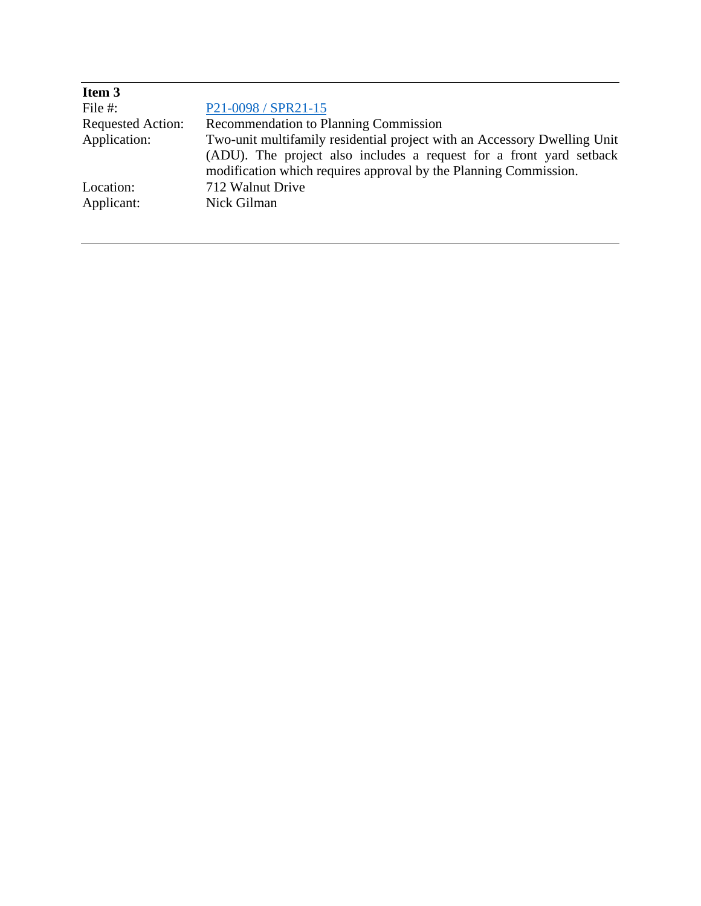**Item 3**

| | |
|---|---|
| File #: | P21-0098 / SPR21-15 |
| Requested Action: | Recommendation to Planning Commission |
| Application: | Two-unit multifamily residential project with an Accessory Dwelling Unit (ADU). The project also includes a request for a front yard setback modification which requires approval by the Planning Commission. |
| Location: | 712 Walnut Drive |
| Applicant: | Nick Gilman |